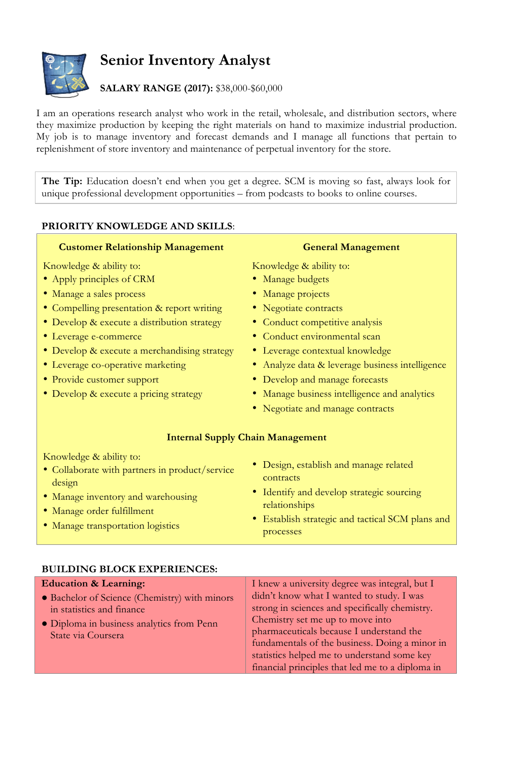# Senior Inventory Analyst

**SALARY RANGE (2017):** $38,000-$60,000

I am an operations research analyst who work in the retail, wholesale, and distribution sectors, where they maximize production by keeping the right materials on hand to maximize industrial production. My job is to manage inventory and forecast demands and I manage all functions that pertain to replenishment of store inventory and maintenance of perpetual inventory for the store.

> **The Tip:** Education doesn't end when you get a degree. SCM is moving so fast, always look for unique professional development opportunities – from podcasts to books to online courses.

## PRIORITY KNOWLEDGE AND SKILLS:

### Customer Relationship Management

Knowledge & ability to:

- Apply principles of CRM
- Manage a sales process
- Compelling presentation & report writing
- Develop & execute a distribution strategy
- Leverage e-commerce
- Develop & execute a merchandising strategy
- Leverage co-operative marketing
- Provide customer support
- Develop & execute a pricing strategy

### General Management

Knowledge & ability to:

- Manage budgets
- Manage projects
- Negotiate contracts
- Conduct competitive analysis
- Conduct environmental scan
- Leverage contextual knowledge
- Analyze data & leverage business intelligence
- Develop and manage forecasts
- Manage business intelligence and analytics
- Negotiate and manage contracts

### Internal Supply Chain Management

Knowledge & ability to:

- Collaborate with partners in product/service design
- Manage inventory and warehousing
- Manage order fulfillment
- Manage transportation logistics
- Design, establish and manage related contracts
- Identify and develop strategic sourcing relationships
- Establish strategic and tactical SCM plans and processes

## BUILDING BLOCK EXPERIENCES:

| **Education & Learning:** | |
| --- | --- |
| • Bachelor of Science (Chemistry) with minors in statistics and finance<br>• Diploma in business analytics from Penn State via Coursera | I knew a university degree was integral, but I didn't know what I wanted to study. I was strong in sciences and specifically chemistry. Chemistry set me up to move into pharmaceuticals because I understand the fundamentals of the business. Doing a minor in statistics helped me to understand some key financial principles that led me to a diploma in |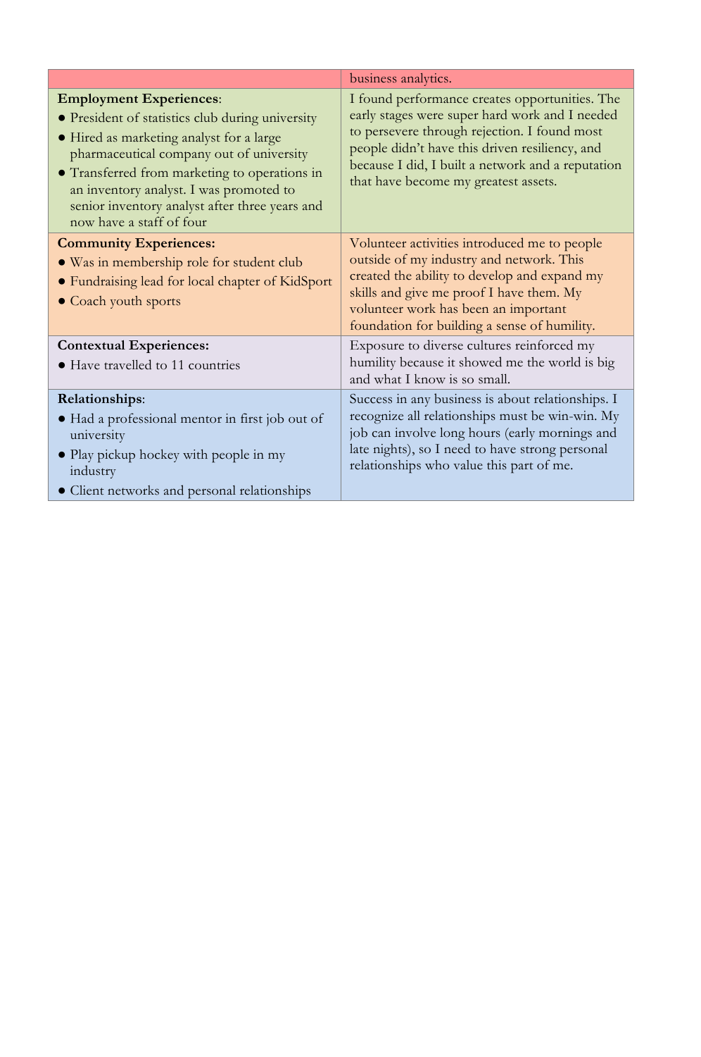| | |
|---|---|
| | business analytics. |
| **Employment Experiences**:<br>● President of statistics club during university<br>● Hired as marketing analyst for a large pharmaceutical company out of university<br>● Transferred from marketing to operations in an inventory analyst. I was promoted to senior inventory analyst after three years and now have a staff of four | I found performance creates opportunities. The early stages were super hard work and I needed to persevere through rejection. I found most people didn't have this driven resiliency, and because I did, I built a network and a reputation that have become my greatest assets. |
| **Community Experiences:**<br>● Was in membership role for student club<br>● Fundraising lead for local chapter of KidSport<br>● Coach youth sports | Volunteer activities introduced me to people outside of my industry and network. This created the ability to develop and expand my skills and give me proof I have them. My volunteer work has been an important foundation for building a sense of humility. |
| **Contextual Experiences:**<br>● Have travelled to 11 countries | Exposure to diverse cultures reinforced my humility because it showed me the world is big and what I know is so small. |
| **Relationships**:<br>● Had a professional mentor in first job out of university<br>● Play pickup hockey with people in my industry<br>● Client networks and personal relationships | Success in any business is about relationships. I recognize all relationships must be win-win. My job can involve long hours (early mornings and late nights), so I need to have strong personal relationships who value this part of me. |